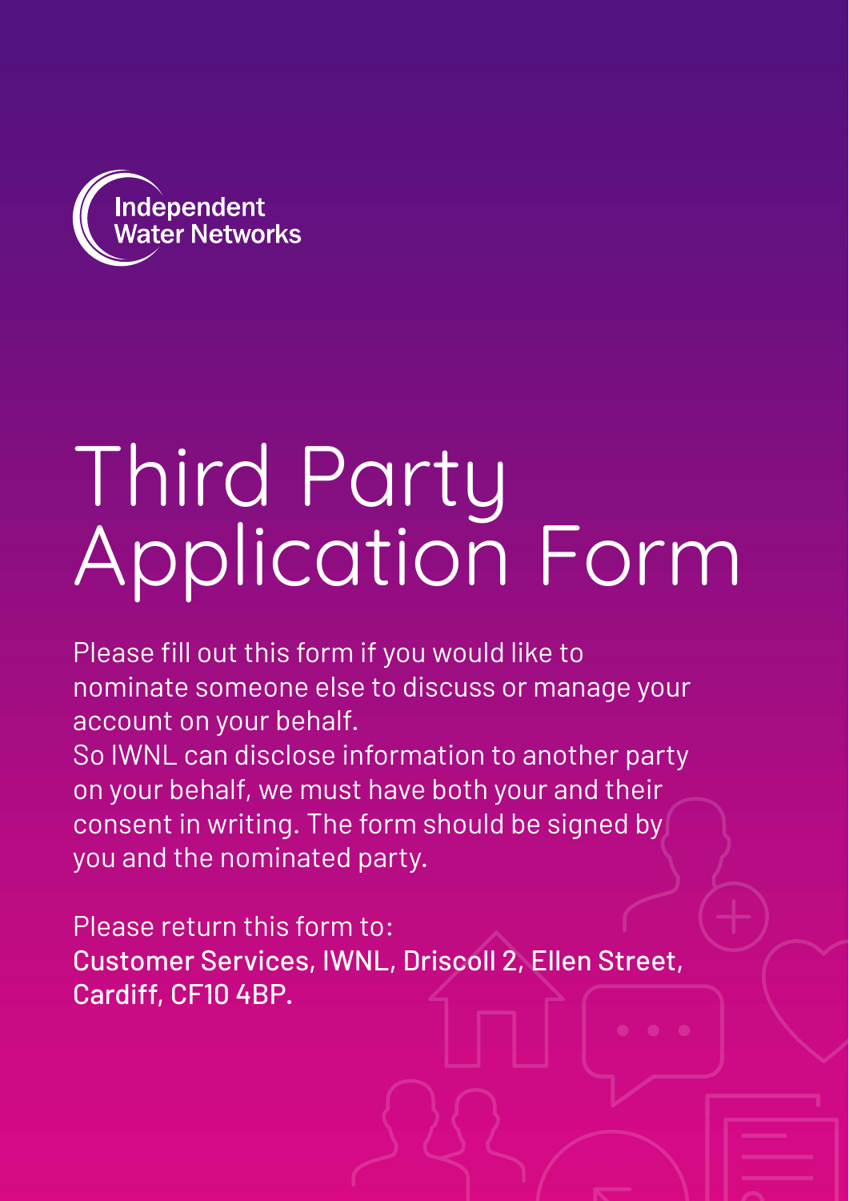Independent Water Networks

# Third Party Application Form

Please fill out this form if you would like to nominate someone else to discuss or manage your account on your behalf.
So IWNL can disclose information to another party on your behalf, we must have both your and their consent in writing. The form should be signed by you and the nominated party.

Please return this form to:
**Customer Services, IWNL, Driscoll 2, Ellen Street, Cardiff, CF10 4BP.**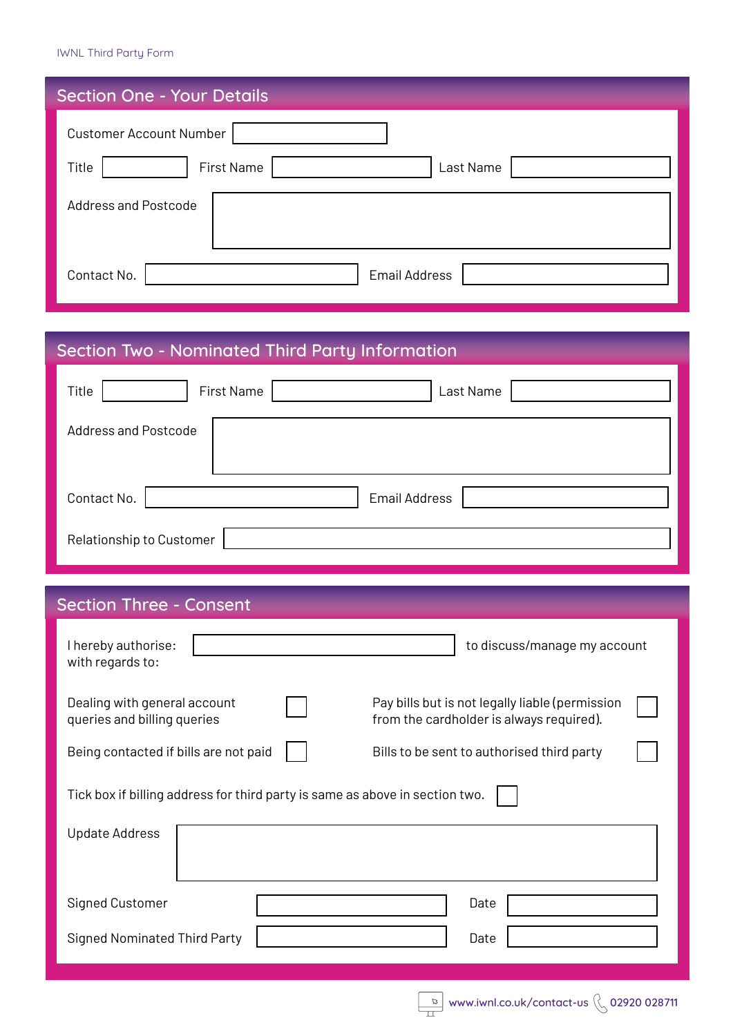## Section One - Your Details

Customer Account Number

Title | First Name | Last Name

Address and Postcode

Contact No. | Email Address

## Section Two - Nominated Third Party Information

Title | First Name | Last Name

Address and Postcode

Contact No. | Email Address

Relationship to Customer

## Section Three - Consent

I hereby authorise: to discuss/manage my account with regards to:

Dealing with general account queries and billing queries ☐

Pay bills but is not legally liable (permission from the cardholder is always required). ☐

Being contacted if bills are not paid ☐

Bills to be sent to authorised third party ☐

Tick box if billing address for third party is same as above in section two. ☐

Update Address

Signed Customer | Date

Signed Nominated Third Party | Date

www.iwnl.co.uk/contact-us 02920 028711